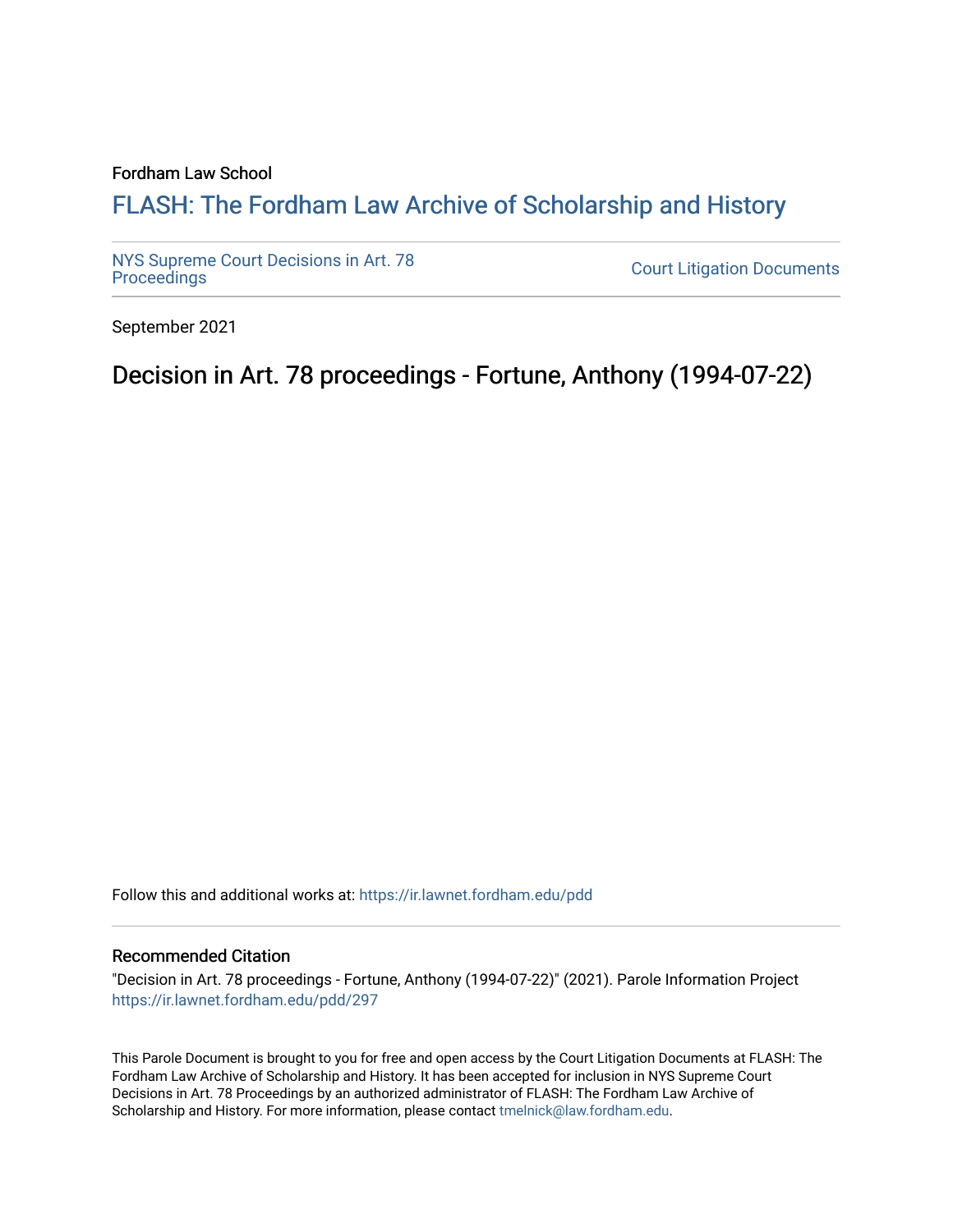Fordham Law School

# FLASH: The Fordham Law Archive of Scholarship and History

NYS Supreme Court Decisions in Art. 78 Proceedings

Court Litigation Documents

September 2021

## Decision in Art. 78 proceedings - Fortune, Anthony (1994-07-22)

Follow this and additional works at: https://ir.lawnet.fordham.edu/pdd

### Recommended Citation

"Decision in Art. 78 proceedings - Fortune, Anthony (1994-07-22)" (2021). Parole Information Project https://ir.lawnet.fordham.edu/pdd/297

This Parole Document is brought to you for free and open access by the Court Litigation Documents at FLASH: The Fordham Law Archive of Scholarship and History. It has been accepted for inclusion in NYS Supreme Court Decisions in Art. 78 Proceedings by an authorized administrator of FLASH: The Fordham Law Archive of Scholarship and History. For more information, please contact tmelnick@law.fordham.edu.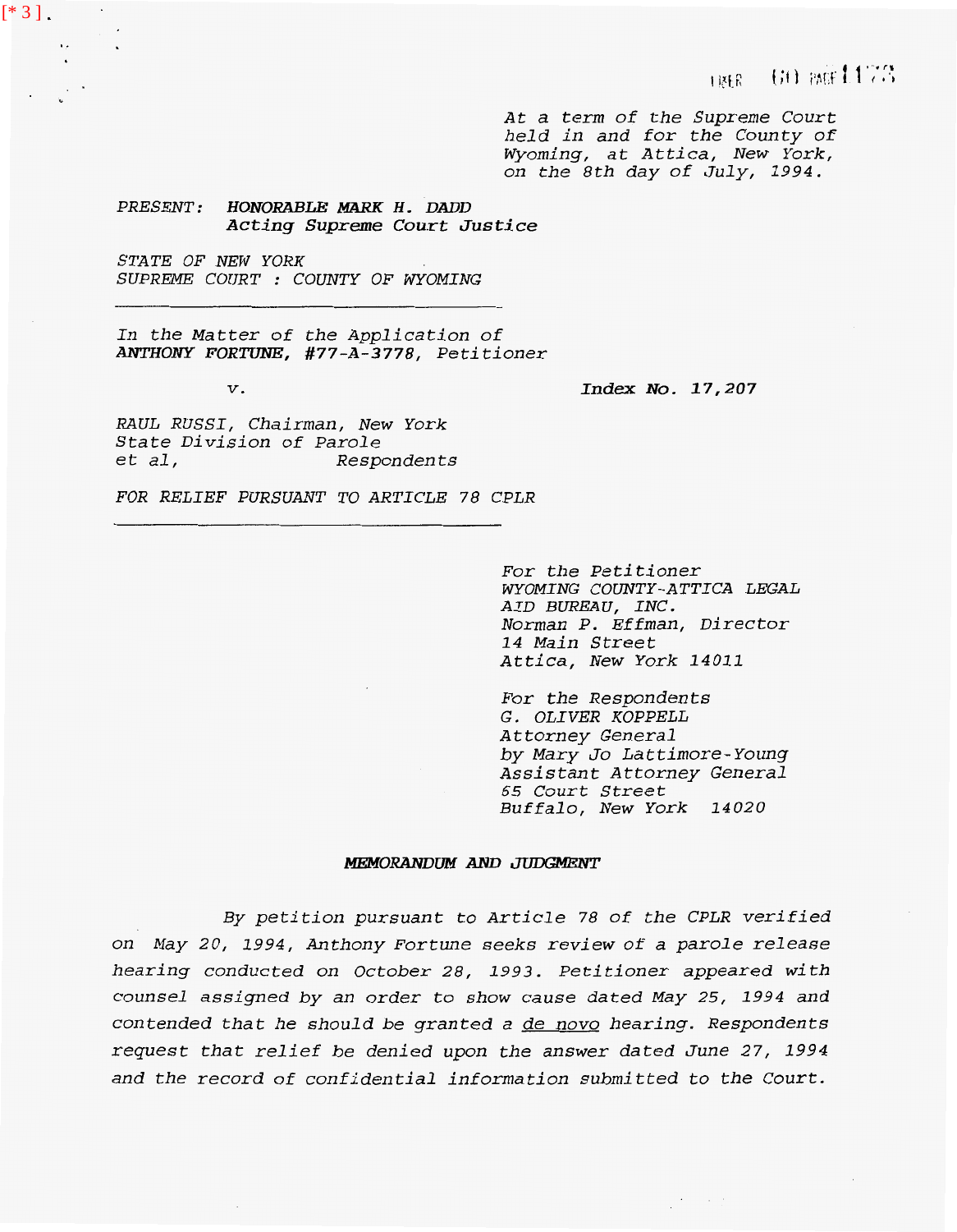At a term of the Supreme Court held in and for the County of Wyoming, at Attica, New York, on the 8th day of July, 1994.

PRESENT: **HONORABLE MARK H. DADD**
**Acting Supreme Court Justice**

STATE OF NEW YORK
SUPREME COURT : COUNTY OF WYOMING

---

In the Matter of the Application of
**ANTHONY FORTUNE**, #77-A-3778, Petitioner

v.

**Index No. 17,207**

RAUL RUSSI, Chairman, New York State Division of Parole
et al, Respondents

FOR RELIEF PURSUANT TO ARTICLE 78 CPLR

---

For the Petitioner
WYOMING COUNTY-ATTICA LEGAL AID BUREAU, INC.
Norman P. Effman, Director
14 Main Street
Attica, New York 14011

For the Respondents
G. OLIVER KOPPELL
Attorney General
by Mary Jo Lattimore-Young
Assistant Attorney General
65 Court Street
Buffalo, New York 14020

**MEMORANDUM AND JUDGMENT**

By petition pursuant to Article 78 of the CPLR verified on May 20, 1994, Anthony Fortune seeks review of a parole release hearing conducted on October 28, 1993. Petitioner appeared with counsel assigned by an order to show cause dated May 25, 1994 and contended that he should be granted a de novo hearing. Respondents request that relief be denied upon the answer dated June 27, 1994 and the record of confidential information submitted to the Court.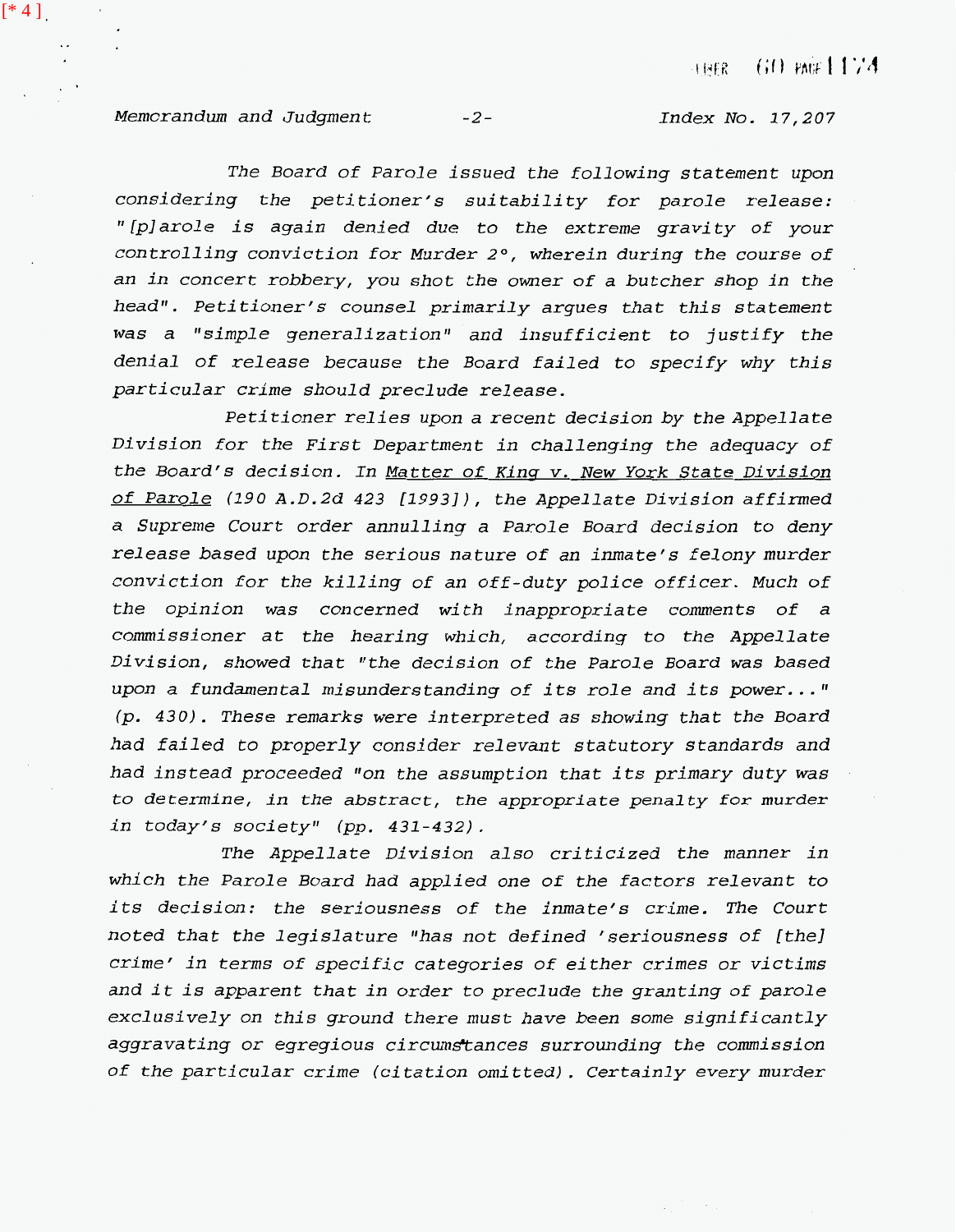The Board of Parole issued the following statement upon considering the petitioner's suitability for parole release: "[p]arole is again denied due to the extreme gravity of your controlling conviction for Murder 2°, wherein during the course of an in concert robbery, you shot the owner of a butcher shop in the head". Petitioner's counsel primarily argues that this statement was a "simple generalization" and insufficient to justify the denial of release because the Board failed to specify why this particular crime should preclude release.

Petitioner relies upon a recent decision by the Appellate Division for the First Department in challenging the adequacy of the Board's decision. In Matter of King v. New York State Division of Parole (190 A.D.2d 423 [1993]), the Appellate Division affirmed a Supreme Court order annulling a Parole Board decision to deny release based upon the serious nature of an inmate's felony murder conviction for the killing of an off-duty police officer. Much of the opinion was concerned with inappropriate comments of a commissioner at the hearing which, according to the Appellate Division, showed that "the decision of the Parole Board was based upon a fundamental misunderstanding of its role and its power..." (p. 430). These remarks were interpreted as showing that the Board had failed to properly consider relevant statutory standards and had instead proceeded "on the assumption that its primary duty was to determine, in the abstract, the appropriate penalty for murder in today's society" (pp. 431-432).

The Appellate Division also criticized the manner in which the Parole Board had applied one of the factors relevant to its decision: the seriousness of the inmate's crime. The Court noted that the legislature "has not defined 'seriousness of [the] crime' in terms of specific categories of either crimes or victims and it is apparent that in order to preclude the granting of parole exclusively on this ground there must have been some significantly aggravating or egregious circumstances surrounding the commission of the particular crime (citation omitted). Certainly every murder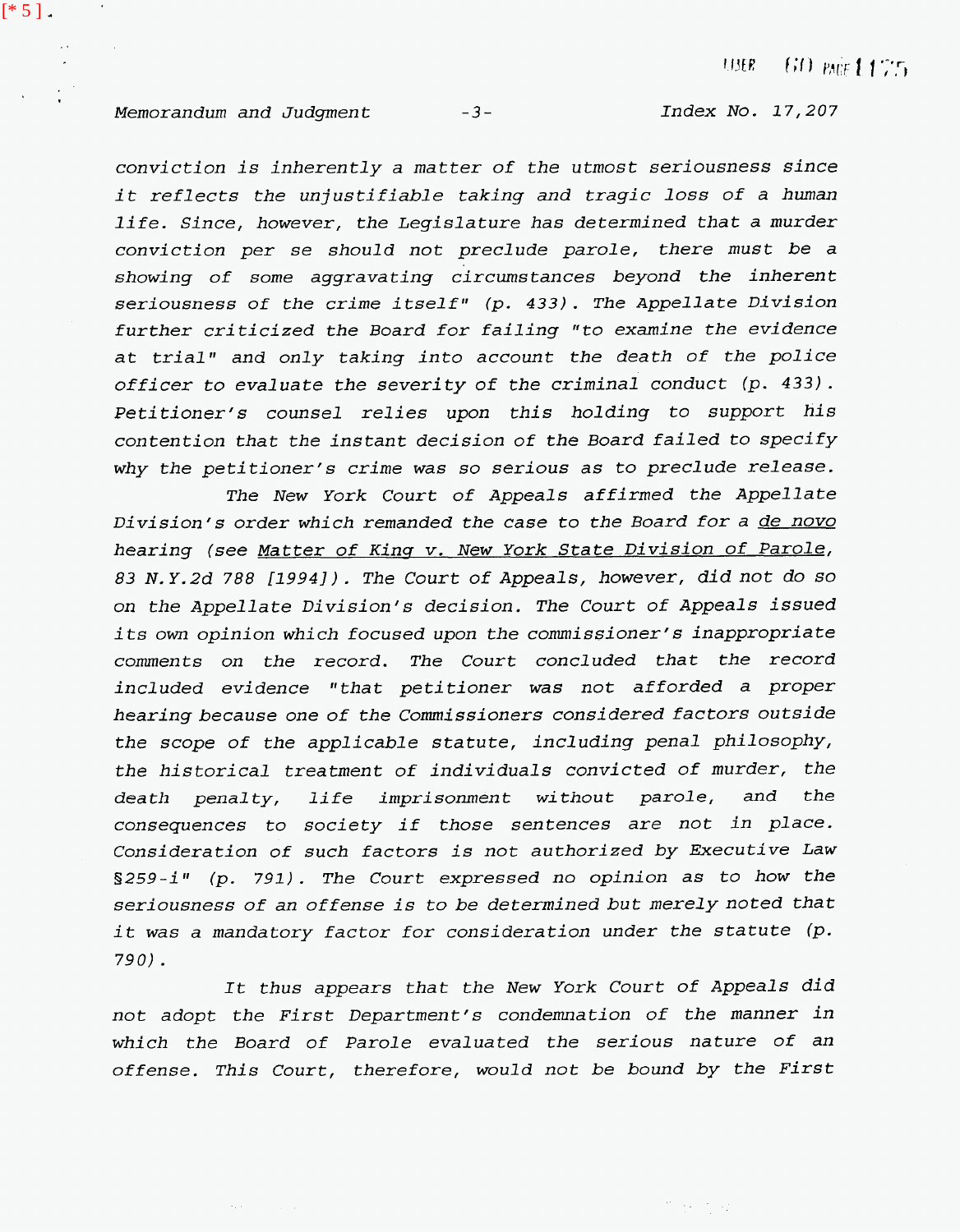*conviction is inherently a matter of the utmost seriousness since it reflects the unjustifiable taking and tragic loss of a human life. Since, however, the Legislature has determined that a murder conviction per se should not preclude parole, there must be a showing of some aggravating circumstances beyond the inherent seriousness of the crime itself" (p. 433). The Appellate Division further criticized the Board for failing "to examine the evidence at trial" and only taking into account the death of the police officer to evaluate the severity of the criminal conduct (p. 433). Petitioner's counsel relies upon this holding to support his contention that the instant decision of the Board failed to specify why the petitioner's crime was so serious as to preclude release.*

*The New York Court of Appeals affirmed the Appellate Division's order which remanded the case to the Board for a de novo hearing (see Matter of King v. New York State Division of Parole, 83 N.Y.2d 788 [1994]). The Court of Appeals, however, did not do so on the Appellate Division's decision. The Court of Appeals issued its own opinion which focused upon the commissioner's inappropriate comments on the record. The Court concluded that the record included evidence "that petitioner was not afforded a proper hearing because one of the Commissioners considered factors outside the scope of the applicable statute, including penal philosophy, the historical treatment of individuals convicted of murder, the death penalty, life imprisonment without parole, and the consequences to society if those sentences are not in place. Consideration of such factors is not authorized by Executive Law §259-i" (p. 791). The Court expressed no opinion as to how the seriousness of an offense is to be determined but merely noted that it was a mandatory factor for consideration under the statute (p. 790).*

*It thus appears that the New York Court of Appeals did not adopt the First Department's condemnation of the manner in which the Board of Parole evaluated the serious nature of an offense. This Court, therefore, would not be bound by the First*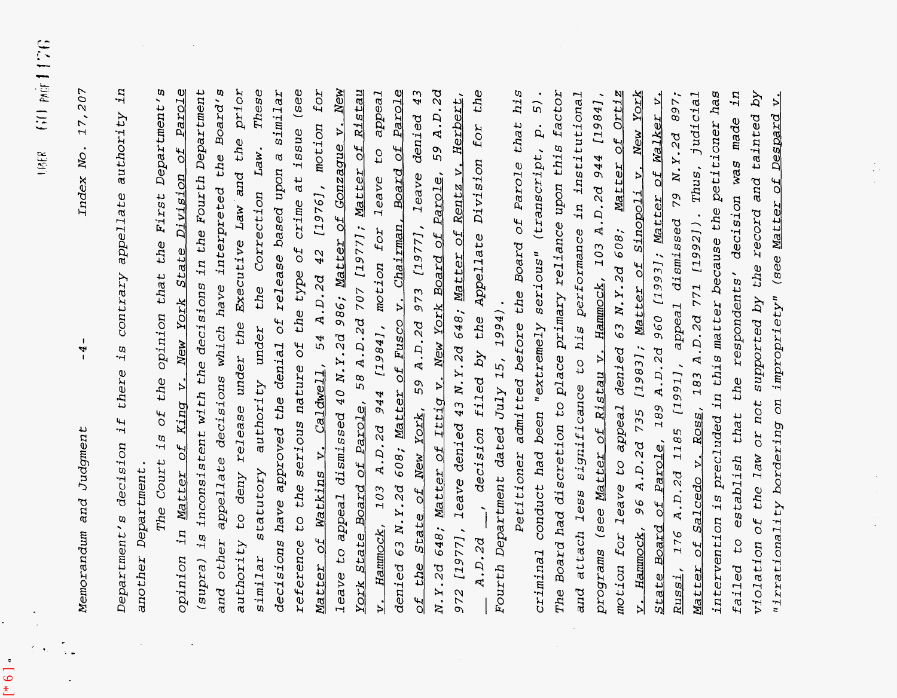Department's decision if there is contrary appellate authority in another Department.

The Court is of the opinion that the First Department's opinion in Matter of King v. New York State Division of Parole (supra) is inconsistent with the decisions in the Fourth Department and other appellate decisions which have interpreted the Board's authority to deny release under the Executive Law and the prior similar statutory authority under the Correction Law. These decisions have approved the denial of release based upon a similar reference to the serious nature of the type of crime at issue (see Matter of Watkins v. Caldwell, 54 A.D.2d 42 [1976], motion for leave to appeal dismissed 40 N.Y.2d 986; Matter of Gonzague v. New York State Board of Parole, 58 A.D.2d 707 [1977]; Matter of Ristau v. Hammock, 103 A.D.2d 944 [1984], motion for leave to appeal denied 63 N.Y.2d 608; Matter of Fusco v. Chairman, Board of Parole of the State of New York, 59 A.D.2d 973 [1977], leave denied 43 N.Y.2d 648; Matter of Ittig v. New York Board of Parole, 59 A.D.2d 972 [1977], leave denied 43 N.Y.2d 648; Matter of Rentz v. Herbert, ___ A.D.2d ___, decision filed by the Appellate Division for the Fourth Department dated July 15, 1994).

Petitioner admitted before the Board of Parole that his criminal conduct had been "extremely serious" (transcript, p. 5). The Board had discretion to place primary reliance upon this factor and attach less significance to his performance in institutional programs (see Matter of Ristau v. Hammock, 103 A.D.2d 944 [1984], motion for leave to appeal denied 63 N.Y.2d 608; Matter of Ortiz v. Hammock, 96 A.D.2d 735 [1983]; Matter of Sinopoli v. New York State Board of Parole, 189 A.D.2d 960 [1993]; Matter of Walker v. Russi, 176 A.D.2d 1185 [1991], appeal dismissed 79 N.Y.2d 897; Matter of Salcedo v. Ross, 183 A.D.2d 771 [1992]). Thus, judicial intervention is precluded in this matter because the petitioner has failed to establish that the respondents' decision was made in violation of the law or not supported by the record and tainted by "irrationality bordering on impropriety" (see Matter of Despard v.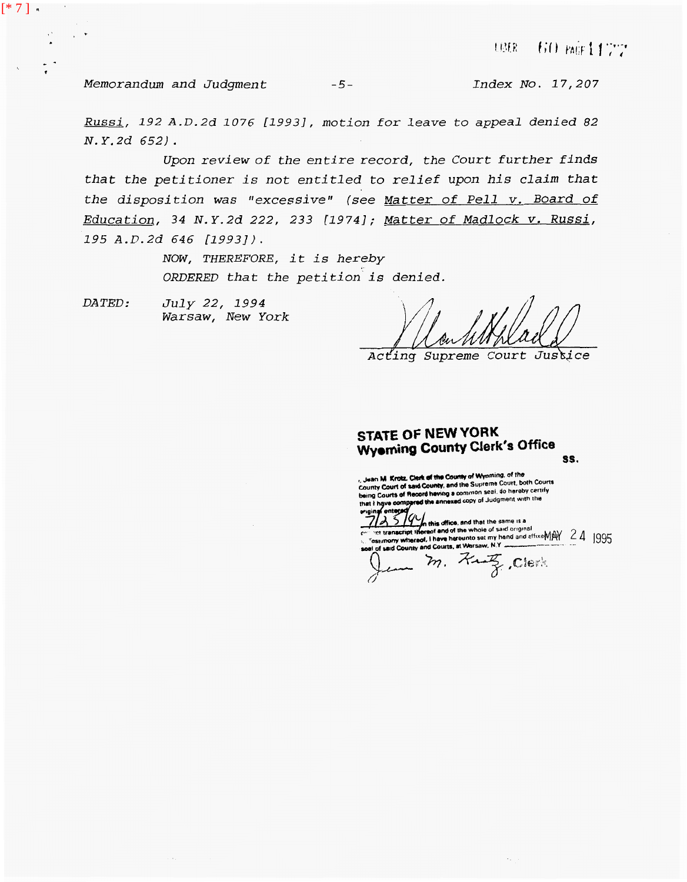[* 7]

LIBER 60 PAGE 1177

Memorandum and Judgment -5- Index No. 17,207

Russi, 192 A.D.2d 1076 [1993], motion for leave to appeal denied 82 N.Y.2d 652).

Upon review of the entire record, the Court further finds that the petitioner is not entitled to relief upon his claim that the disposition was "excessive" (see Matter of Pell v. Board of Education, 34 N.Y.2d 222, 233 [1974]; Matter of Madlock v. Russi, 195 A.D.2d 646 [1993]).

NOW, THEREFORE, it is hereby

ORDERED that the petition is denied.

DATED: July 22, 1994
Warsaw, New York

Acting Supreme Court Justice

**STATE OF NEW YORK**
**Wyoming County Clerk's Office**

ss.

I, Jean M. Krotz, Clerk of the County of Wyoming, of the County Court of said County, and the Supreme Court, both Courts being Courts of Record having a common seal, do hereby certify that I have compared the annexed copy of Judgment with the original entered 7/25/94 in this office, and that the same is a correct transcript thereof and of the whole of said original. In Testimony whereof, I have hereunto set my hand and affixed the seal of said County and Courts, at Warsaw, N.Y. MAY 24 1995

Jean M. Krotz, Clerk